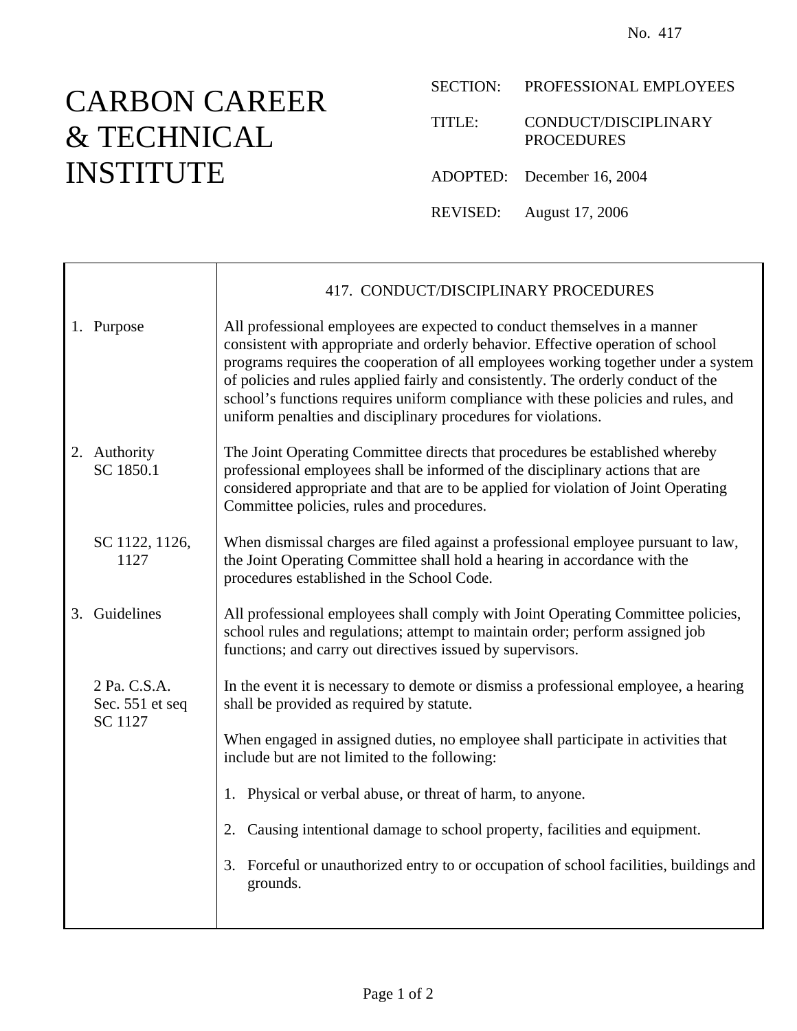No. 417

# CARBON CAREER & TECHNICAL INSTITUTE

SECTION: PROFESSIONAL EMPLOYEES

TITLE: CONDUCT/DISCIPLINARY PROCEDURES

ADOPTED: December 16, 2004

REVISED: August 17, 2006

## 417. CONDUCT/DISCIPLINARY PROCEDURES

### 1. Purpose

All professional employees are expected to conduct themselves in a manner consistent with appropriate and orderly behavior. Effective operation of school programs requires the cooperation of all employees working together under a system of policies and rules applied fairly and consistently. The orderly conduct of the school's functions requires uniform compliance with these policies and rules, and uniform penalties and disciplinary procedures for violations.

### 2. Authority

SC 1850.1

The Joint Operating Committee directs that procedures be established whereby professional employees shall be informed of the disciplinary actions that are considered appropriate and that are to be applied for violation of Joint Operating Committee policies, rules and procedures.

SC 1122, 1126, 1127

When dismissal charges are filed against a professional employee pursuant to law, the Joint Operating Committee shall hold a hearing in accordance with the procedures established in the School Code.

### 3. Guidelines

All professional employees shall comply with Joint Operating Committee policies, school rules and regulations; attempt to maintain order; perform assigned job functions; and carry out directives issued by supervisors.

2 Pa. C.S.A. Sec. 551 et seq
SC 1127

In the event it is necessary to demote or dismiss a professional employee, a hearing shall be provided as required by statute.

When engaged in assigned duties, no employee shall participate in activities that include but are not limited to the following:

1. Physical or verbal abuse, or threat of harm, to anyone.
2. Causing intentional damage to school property, facilities and equipment.
3. Forceful or unauthorized entry to or occupation of school facilities, buildings and grounds.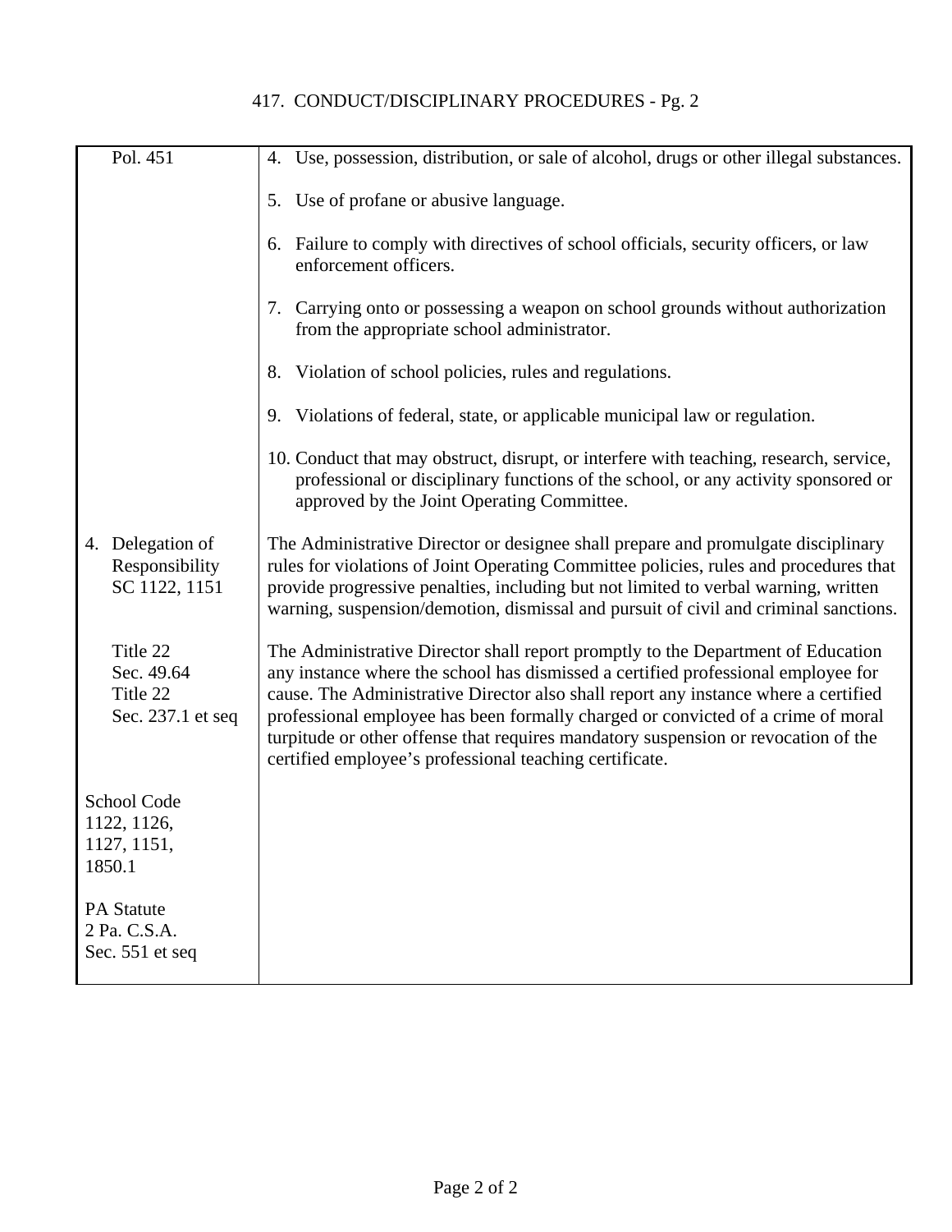| | |
|---|---|
| Pol. 451 | 4. Use, possession, distribution, or sale of alcohol, drugs or other illegal substances.<br><br>5. Use of profane or abusive language.<br><br>6. Failure to comply with directives of school officials, security officers, or law enforcement officers.<br><br>7. Carrying onto or possessing a weapon on school grounds without authorization from the appropriate school administrator.<br><br>8. Violation of school policies, rules and regulations.<br><br>9. Violations of federal, state, or applicable municipal law or regulation.<br><br>10. Conduct that may obstruct, disrupt, or interfere with teaching, research, service, professional or disciplinary functions of the school, or any activity sponsored or approved by the Joint Operating Committee. |
| 4. Delegation of Responsibility<br>SC 1122, 1151 | The Administrative Director or designee shall prepare and promulgate disciplinary rules for violations of Joint Operating Committee policies, rules and procedures that provide progressive penalties, including but not limited to verbal warning, written warning, suspension/demotion, dismissal and pursuit of civil and criminal sanctions. |
| Title 22<br>Sec. 49.64<br>Title 22<br>Sec. 237.1 et seq | The Administrative Director shall report promptly to the Department of Education any instance where the school has dismissed a certified professional employee for cause. The Administrative Director also shall report any instance where a certified professional employee has been formally charged or convicted of a crime of moral turpitude or other offense that requires mandatory suspension or revocation of the certified employee's professional teaching certificate. |
| School Code<br>1122, 1126,<br>1127, 1151,<br>1850.1<br><br>PA Statute<br>2 Pa. C.S.A.<br>Sec. 551 et seq | |